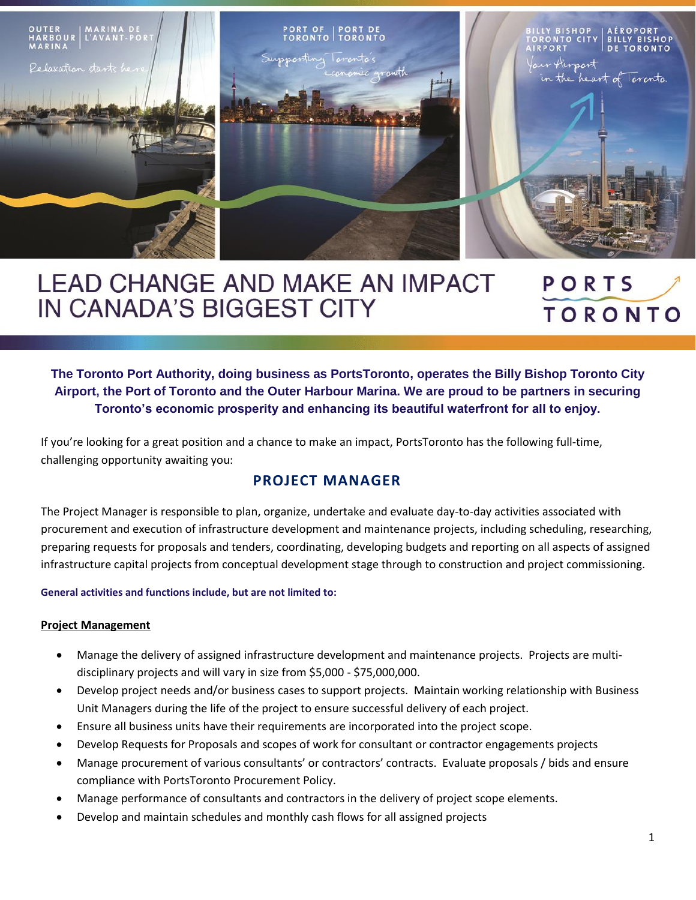OUTER HARBOUR MARINA | MARINA DE L'AVANT-PORT

Relaxation starts here

PORT OF TORONTO | PORT DE TORONTO

Supporting Toronto's economic growth

BILLY BISHOP TORONTO CITY AIRPORT | AÉROPORT BILLY BISHOP DE TORONTO

Your Airport in the heart of Toronto.

# LEAD CHANGE AND MAKE AN IMPACT IN CANADA'S BIGGEST CITY

PORTS TORONTO

**The Toronto Port Authority, doing business as PortsToronto, operates the Billy Bishop Toronto City Airport, the Port of Toronto and the Outer Harbour Marina. We are proud to be partners in securing Toronto's economic prosperity and enhancing its beautiful waterfront for all to enjoy.**

If you're looking for a great position and a chance to make an impact, PortsToronto has the following full-time, challenging opportunity awaiting you:

## PROJECT MANAGER

The Project Manager is responsible to plan, organize, undertake and evaluate day-to-day activities associated with procurement and execution of infrastructure development and maintenance projects, including scheduling, researching, preparing requests for proposals and tenders, coordinating, developing budgets and reporting on all aspects of assigned infrastructure capital projects from conceptual development stage through to construction and project commissioning.

**General activities and functions include, but are not limited to:**

**Project Management**

- Manage the delivery of assigned infrastructure development and maintenance projects. Projects are multi-disciplinary projects and will vary in size from $5,000 - $75,000,000.
- Develop project needs and/or business cases to support projects. Maintain working relationship with Business Unit Managers during the life of the project to ensure successful delivery of each project.
- Ensure all business units have their requirements are incorporated into the project scope.
- Develop Requests for Proposals and scopes of work for consultant or contractor engagements projects
- Manage procurement of various consultants' or contractors' contracts. Evaluate proposals / bids and ensure compliance with PortsToronto Procurement Policy.
- Manage performance of consultants and contractors in the delivery of project scope elements.
- Develop and maintain schedules and monthly cash flows for all assigned projects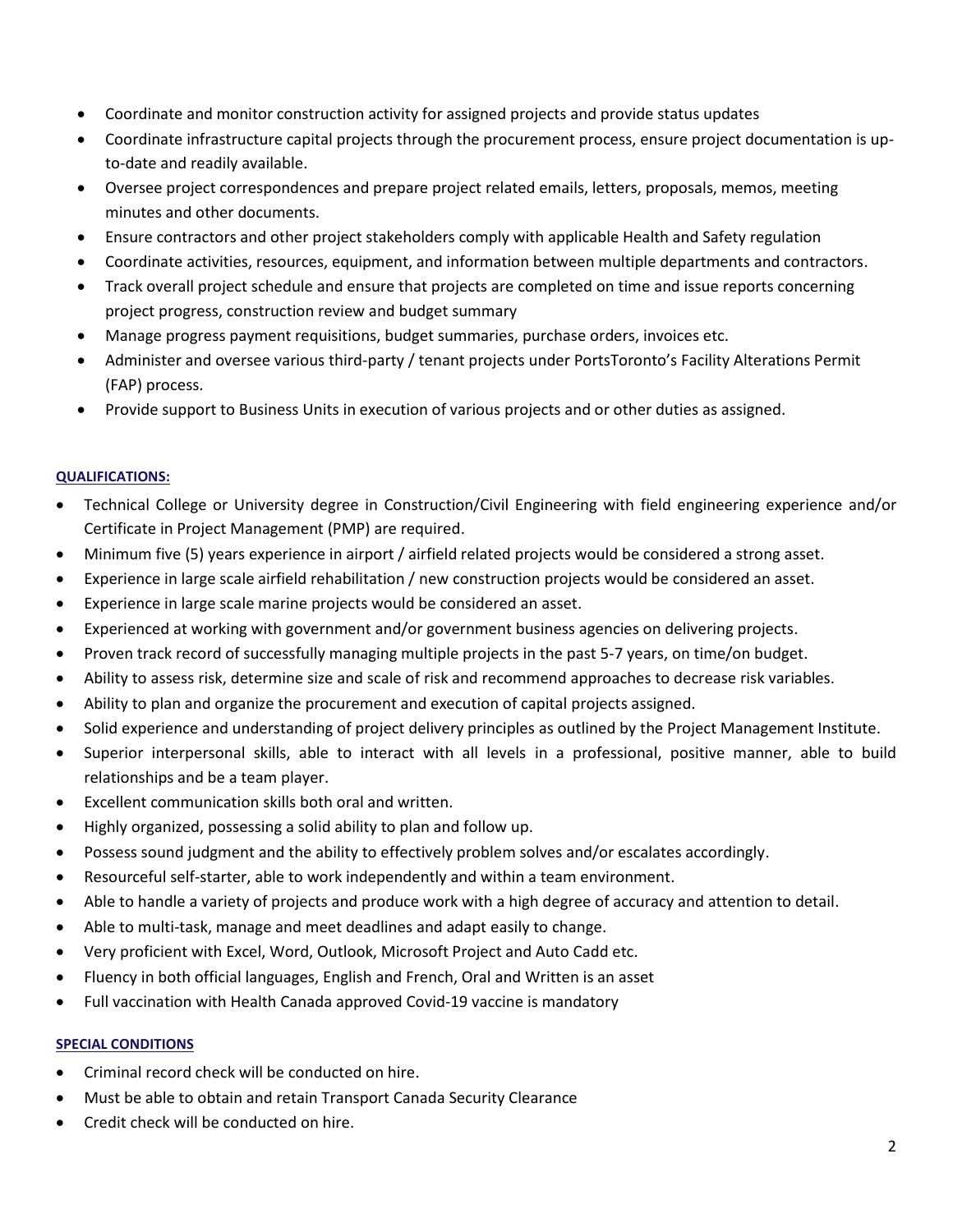- Coordinate and monitor construction activity for assigned projects and provide status updates
- Coordinate infrastructure capital projects through the procurement process, ensure project documentation is up-to-date and readily available.
- Oversee project correspondences and prepare project related emails, letters, proposals, memos, meeting minutes and other documents.
- Ensure contractors and other project stakeholders comply with applicable Health and Safety regulation
- Coordinate activities, resources, equipment, and information between multiple departments and contractors.
- Track overall project schedule and ensure that projects are completed on time and issue reports concerning project progress, construction review and budget summary
- Manage progress payment requisitions, budget summaries, purchase orders, invoices etc.
- Administer and oversee various third-party / tenant projects under PortsToronto's Facility Alterations Permit (FAP) process.
- Provide support to Business Units in execution of various projects and or other duties as assigned.

**QUALIFICATIONS:**

- Technical College or University degree in Construction/Civil Engineering with field engineering experience and/or Certificate in Project Management (PMP) are required.
- Minimum five (5) years experience in airport / airfield related projects would be considered a strong asset.
- Experience in large scale airfield rehabilitation / new construction projects would be considered an asset.
- Experience in large scale marine projects would be considered an asset.
- Experienced at working with government and/or government business agencies on delivering projects.
- Proven track record of successfully managing multiple projects in the past 5-7 years, on time/on budget.
- Ability to assess risk, determine size and scale of risk and recommend approaches to decrease risk variables.
- Ability to plan and organize the procurement and execution of capital projects assigned.
- Solid experience and understanding of project delivery principles as outlined by the Project Management Institute.
- Superior interpersonal skills, able to interact with all levels in a professional, positive manner, able to build relationships and be a team player.
- Excellent communication skills both oral and written.
- Highly organized, possessing a solid ability to plan and follow up.
- Possess sound judgment and the ability to effectively problem solves and/or escalates accordingly.
- Resourceful self-starter, able to work independently and within a team environment.
- Able to handle a variety of projects and produce work with a high degree of accuracy and attention to detail.
- Able to multi-task, manage and meet deadlines and adapt easily to change.
- Very proficient with Excel, Word, Outlook, Microsoft Project and Auto Cadd etc.
- Fluency in both official languages, English and French, Oral and Written is an asset
- Full vaccination with Health Canada approved Covid-19 vaccine is mandatory

**SPECIAL CONDITIONS**

- Criminal record check will be conducted on hire.
- Must be able to obtain and retain Transport Canada Security Clearance
- Credit check will be conducted on hire.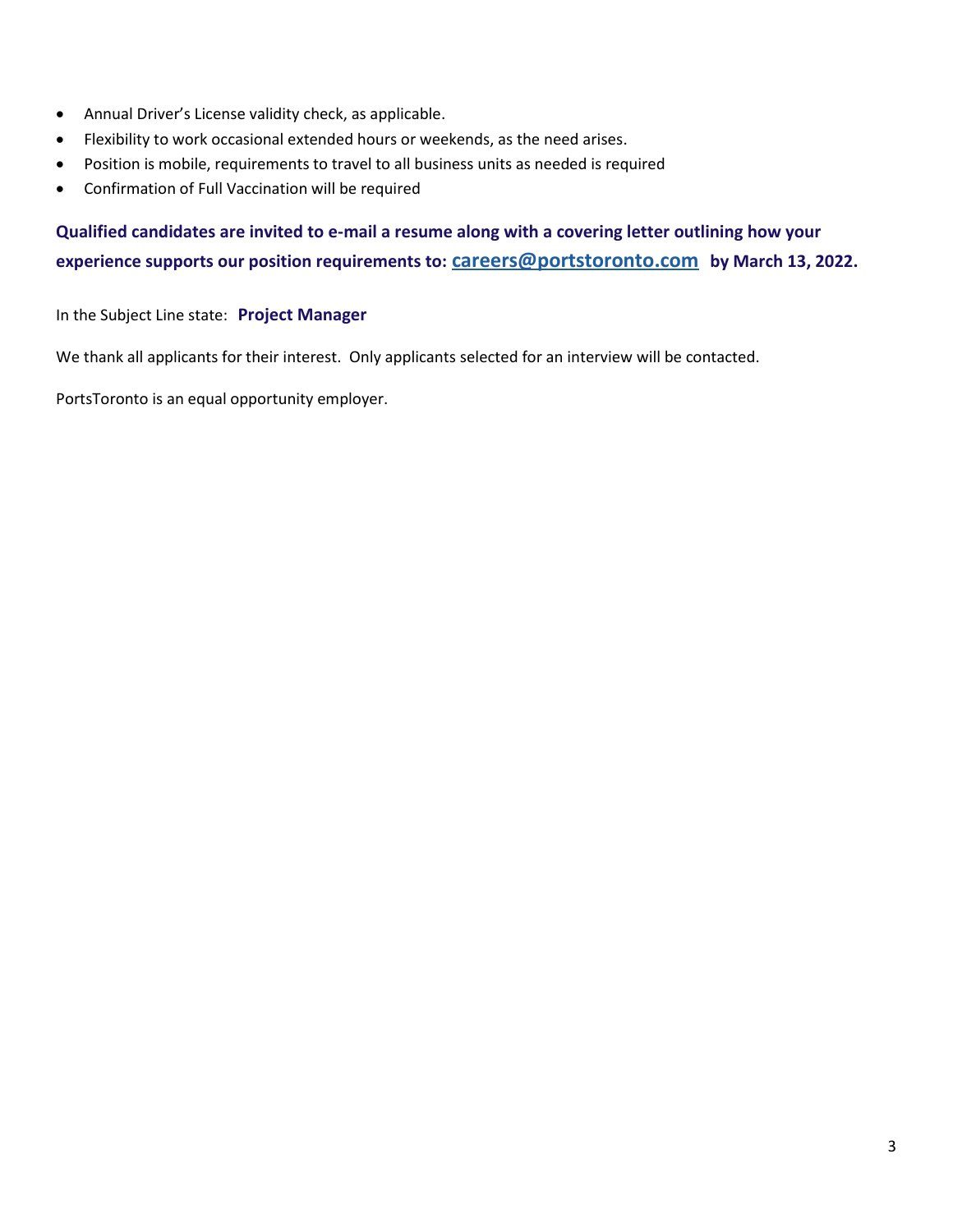- Annual Driver's License validity check, as applicable.
- Flexibility to work occasional extended hours or weekends, as the need arises.
- Position is mobile, requirements to travel to all business units as needed is required
- Confirmation of Full Vaccination will be required

**Qualified candidates are invited to e-mail a resume along with a covering letter outlining how your experience supports our position requirements to: careers@portstoronto.com by March 13, 2022.**

In the Subject Line state: **Project Manager**

We thank all applicants for their interest. Only applicants selected for an interview will be contacted.

PortsToronto is an equal opportunity employer.